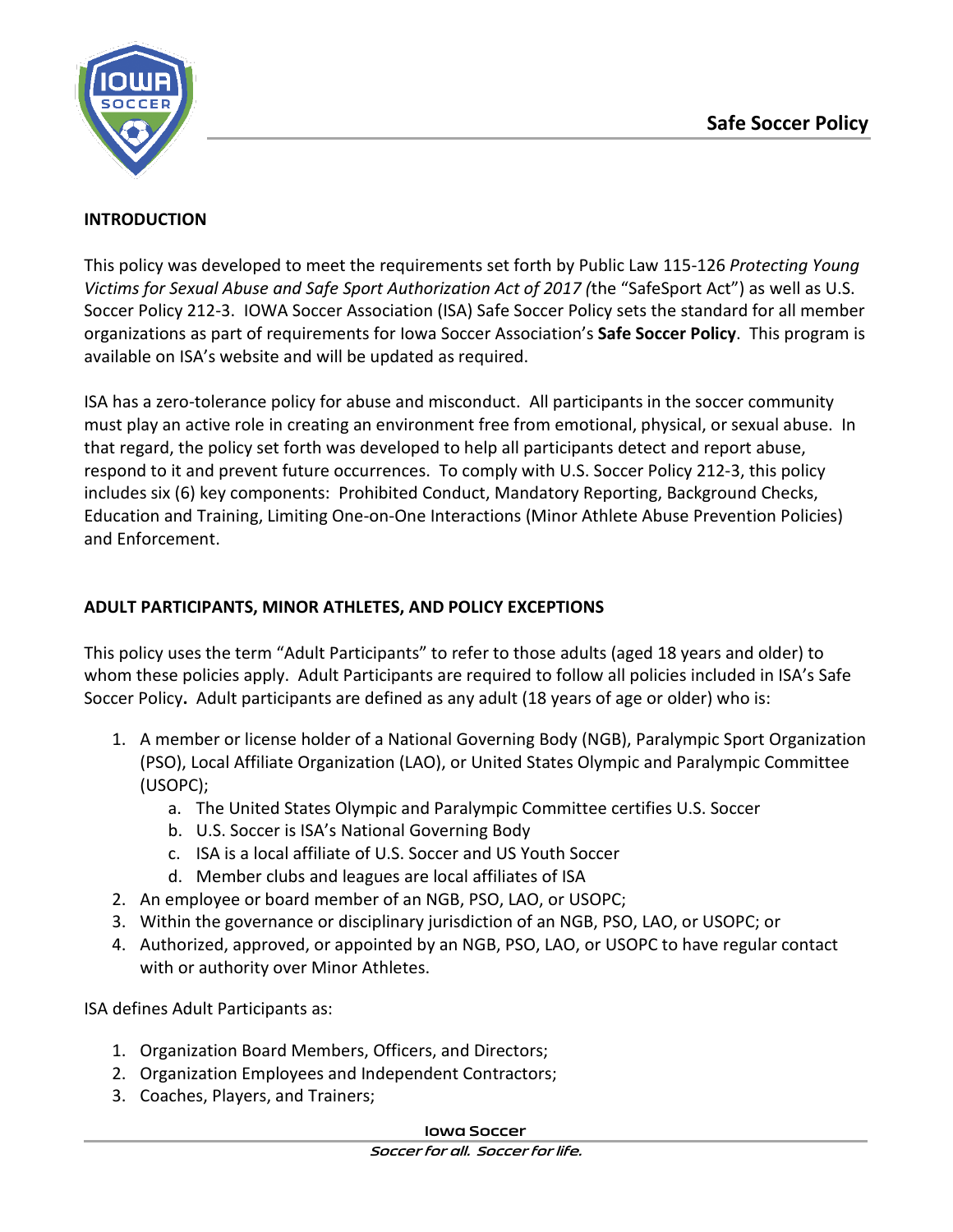# Safe Soccer Policy

## INTRODUCTION

This policy was developed to meet the requirements set forth by Public Law 115-126 *Protecting Young Victims for Sexual Abuse and Safe Sport Authorization Act of 2017 (*the "SafeSport Act") as well as U.S. Soccer Policy 212-3. IOWA Soccer Association (ISA) Safe Soccer Policy sets the standard for all member organizations as part of requirements for Iowa Soccer Association's **Safe Soccer Policy**. This program is available on ISA's website and will be updated as required.

ISA has a zero-tolerance policy for abuse and misconduct. All participants in the soccer community must play an active role in creating an environment free from emotional, physical, or sexual abuse. In that regard, the policy set forth was developed to help all participants detect and report abuse, respond to it and prevent future occurrences. To comply with U.S. Soccer Policy 212-3, this policy includes six (6) key components: Prohibited Conduct, Mandatory Reporting, Background Checks, Education and Training, Limiting One-on-One Interactions (Minor Athlete Abuse Prevention Policies) and Enforcement.

## ADULT PARTICIPANTS, MINOR ATHLETES, AND POLICY EXCEPTIONS

This policy uses the term "Adult Participants" to refer to those adults (aged 18 years and older) to whom these policies apply. Adult Participants are required to follow all policies included in ISA's Safe Soccer Policy**.** Adult participants are defined as any adult (18 years of age or older) who is:

1. A member or license holder of a National Governing Body (NGB), Paralympic Sport Organization (PSO), Local Affiliate Organization (LAO), or United States Olympic and Paralympic Committee (USOPC);
   a. The United States Olympic and Paralympic Committee certifies U.S. Soccer
   b. U.S. Soccer is ISA's National Governing Body
   c. ISA is a local affiliate of U.S. Soccer and US Youth Soccer
   d. Member clubs and leagues are local affiliates of ISA
2. An employee or board member of an NGB, PSO, LAO, or USOPC;
3. Within the governance or disciplinary jurisdiction of an NGB, PSO, LAO, or USOPC; or
4. Authorized, approved, or appointed by an NGB, PSO, LAO, or USOPC to have regular contact with or authority over Minor Athletes.

ISA defines Adult Participants as:

1. Organization Board Members, Officers, and Directors;
2. Organization Employees and Independent Contractors;
3. Coaches, Players, and Trainers;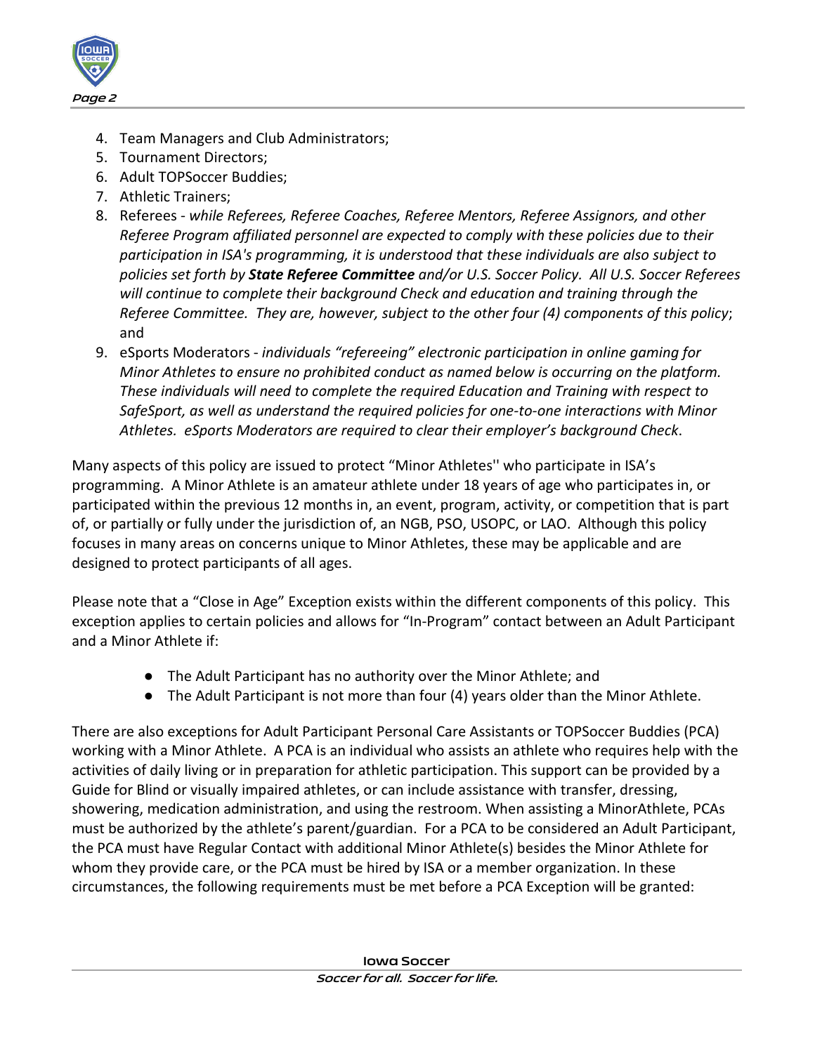4. Team Managers and Club Administrators;
5. Tournament Directors;
6. Adult TOPSoccer Buddies;
7. Athletic Trainers;
8. Referees - *while Referees, Referee Coaches, Referee Mentors, Referee Assignors, and other Referee Program affiliated personnel are expected to comply with these policies due to their participation in ISA's programming, it is understood that these individuals are also subject to policies set forth by **State Referee Committee** and/or U.S. Soccer Policy. All U.S. Soccer Referees will continue to complete their background Check and education and training through the Referee Committee. They are, however, subject to the other four (4) components of this policy*; and
9. eSports Moderators - *individuals "refereeing" electronic participation in online gaming for Minor Athletes to ensure no prohibited conduct as named below is occurring on the platform. These individuals will need to complete the required Education and Training with respect to SafeSport, as well as understand the required policies for one-to-one interactions with Minor Athletes. eSports Moderators are required to clear their employer's background Check*.

Many aspects of this policy are issued to protect "Minor Athletes'' who participate in ISA's programming. A Minor Athlete is an amateur athlete under 18 years of age who participates in, or participated within the previous 12 months in, an event, program, activity, or competition that is part of, or partially or fully under the jurisdiction of, an NGB, PSO, USOPC, or LAO. Although this policy focuses in many areas on concerns unique to Minor Athletes, these may be applicable and are designed to protect participants of all ages.

Please note that a "Close in Age" Exception exists within the different components of this policy. This exception applies to certain policies and allows for "In-Program" contact between an Adult Participant and a Minor Athlete if:

- The Adult Participant has no authority over the Minor Athlete; and
- The Adult Participant is not more than four (4) years older than the Minor Athlete.

There are also exceptions for Adult Participant Personal Care Assistants or TOPSoccer Buddies (PCA) working with a Minor Athlete. A PCA is an individual who assists an athlete who requires help with the activities of daily living or in preparation for athletic participation. This support can be provided by a Guide for Blind or visually impaired athletes, or can include assistance with transfer, dressing, showering, medication administration, and using the restroom. When assisting a MinorAthlete, PCAs must be authorized by the athlete's parent/guardian. For a PCA to be considered an Adult Participant, the PCA must have Regular Contact with additional Minor Athlete(s) besides the Minor Athlete for whom they provide care, or the PCA must be hired by ISA or a member organization. In these circumstances, the following requirements must be met before a PCA Exception will be granted: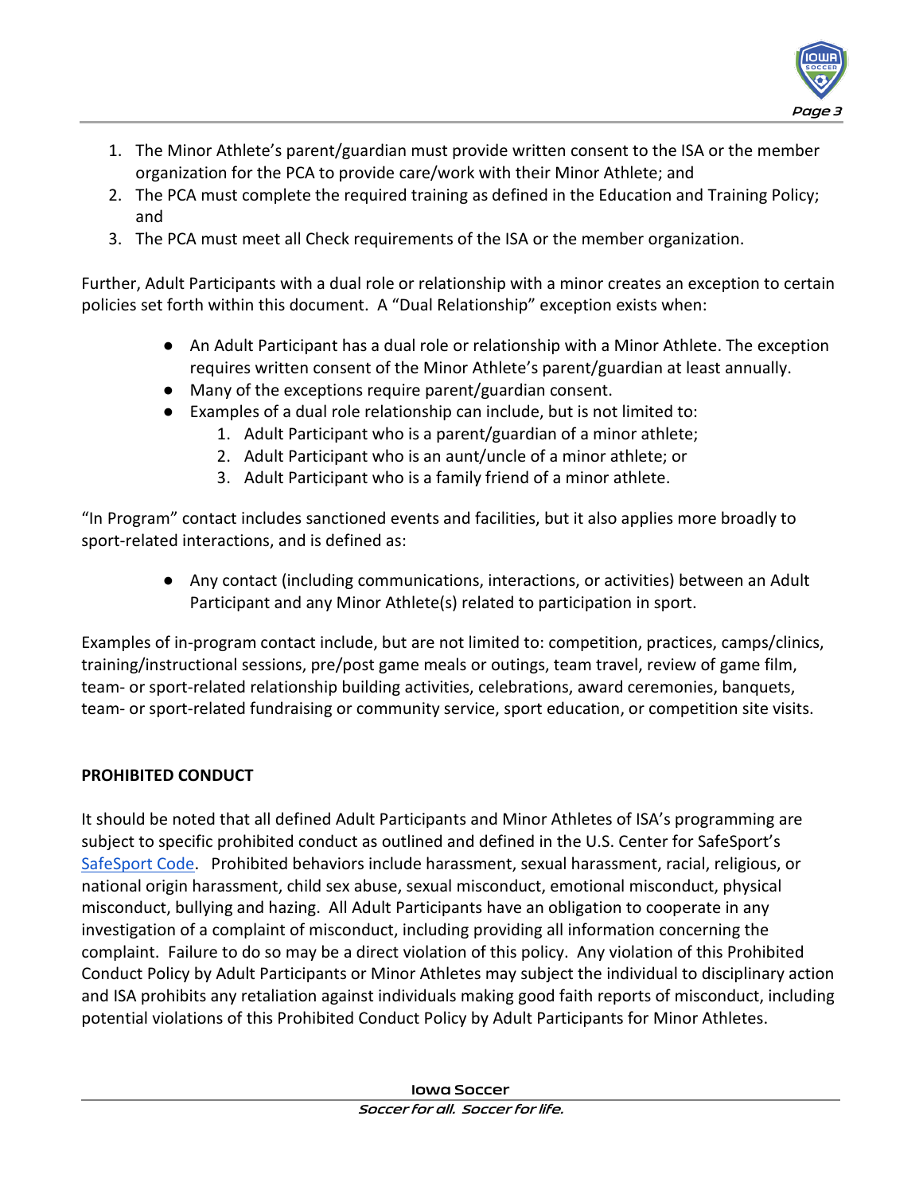1. The Minor Athlete's parent/guardian must provide written consent to the ISA or the member organization for the PCA to provide care/work with their Minor Athlete; and
2. The PCA must complete the required training as defined in the Education and Training Policy; and
3. The PCA must meet all Check requirements of the ISA or the member organization.

Further, Adult Participants with a dual role or relationship with a minor creates an exception to certain policies set forth within this document. A "Dual Relationship" exception exists when:

- An Adult Participant has a dual role or relationship with a Minor Athlete. The exception requires written consent of the Minor Athlete's parent/guardian at least annually.
- Many of the exceptions require parent/guardian consent.
- Examples of a dual role relationship can include, but is not limited to:
    1. Adult Participant who is a parent/guardian of a minor athlete;
    2. Adult Participant who is an aunt/uncle of a minor athlete; or
    3. Adult Participant who is a family friend of a minor athlete.

"In Program" contact includes sanctioned events and facilities, but it also applies more broadly to sport-related interactions, and is defined as:

- Any contact (including communications, interactions, or activities) between an Adult Participant and any Minor Athlete(s) related to participation in sport.

Examples of in-program contact include, but are not limited to: competition, practices, camps/clinics, training/instructional sessions, pre/post game meals or outings, team travel, review of game film, team- or sport-related relationship building activities, celebrations, award ceremonies, banquets, team- or sport-related fundraising or community service, sport education, or competition site visits.

**PROHIBITED CONDUCT**

It should be noted that all defined Adult Participants and Minor Athletes of ISA's programming are subject to specific prohibited conduct as outlined and defined in the U.S. Center for SafeSport's SafeSport Code. Prohibited behaviors include harassment, sexual harassment, racial, religious, or national origin harassment, child sex abuse, sexual misconduct, emotional misconduct, physical misconduct, bullying and hazing. All Adult Participants have an obligation to cooperate in any investigation of a complaint of misconduct, including providing all information concerning the complaint. Failure to do so may be a direct violation of this policy. Any violation of this Prohibited Conduct Policy by Adult Participants or Minor Athletes may subject the individual to disciplinary action and ISA prohibits any retaliation against individuals making good faith reports of misconduct, including potential violations of this Prohibited Conduct Policy by Adult Participants for Minor Athletes.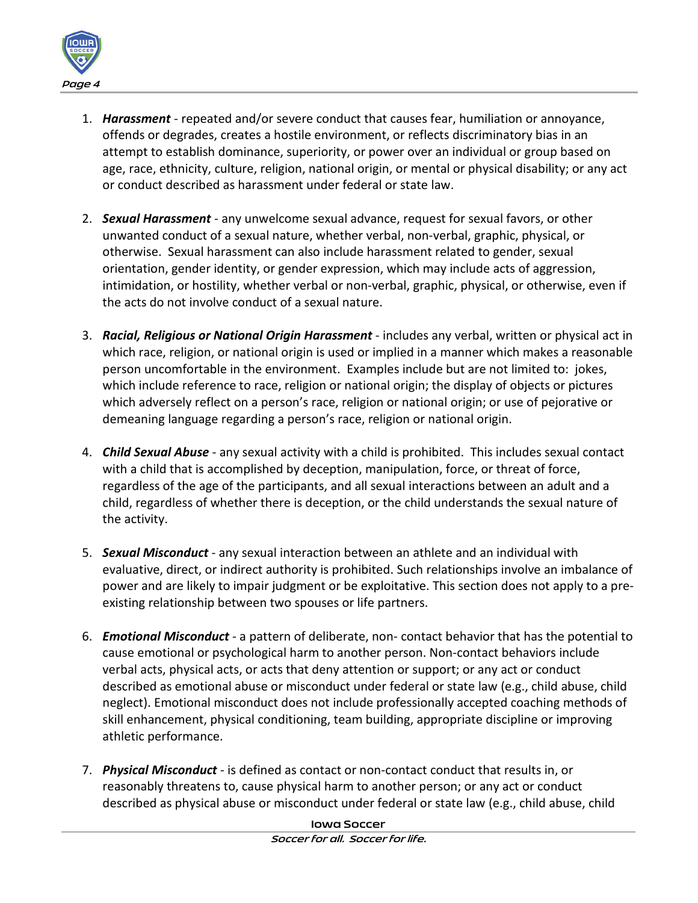1. ***Harassment*** - repeated and/or severe conduct that causes fear, humiliation or annoyance, offends or degrades, creates a hostile environment, or reflects discriminatory bias in an attempt to establish dominance, superiority, or power over an individual or group based on age, race, ethnicity, culture, religion, national origin, or mental or physical disability; or any act or conduct described as harassment under federal or state law.

2. ***Sexual Harassment*** - any unwelcome sexual advance, request for sexual favors, or other unwanted conduct of a sexual nature, whether verbal, non-verbal, graphic, physical, or otherwise. Sexual harassment can also include harassment related to gender, sexual orientation, gender identity, or gender expression, which may include acts of aggression, intimidation, or hostility, whether verbal or non-verbal, graphic, physical, or otherwise, even if the acts do not involve conduct of a sexual nature.

3. ***Racial, Religious or National Origin Harassment*** - includes any verbal, written or physical act in which race, religion, or national origin is used or implied in a manner which makes a reasonable person uncomfortable in the environment. Examples include but are not limited to: jokes, which include reference to race, religion or national origin; the display of objects or pictures which adversely reflect on a person's race, religion or national origin; or use of pejorative or demeaning language regarding a person's race, religion or national origin.

4. ***Child Sexual Abuse*** - any sexual activity with a child is prohibited. This includes sexual contact with a child that is accomplished by deception, manipulation, force, or threat of force, regardless of the age of the participants, and all sexual interactions between an adult and a child, regardless of whether there is deception, or the child understands the sexual nature of the activity.

5. ***Sexual Misconduct*** - any sexual interaction between an athlete and an individual with evaluative, direct, or indirect authority is prohibited. Such relationships involve an imbalance of power and are likely to impair judgment or be exploitative. This section does not apply to a pre-existing relationship between two spouses or life partners.

6. ***Emotional Misconduct*** - a pattern of deliberate, non- contact behavior that has the potential to cause emotional or psychological harm to another person. Non-contact behaviors include verbal acts, physical acts, or acts that deny attention or support; or any act or conduct described as emotional abuse or misconduct under federal or state law (e.g., child abuse, child neglect). Emotional misconduct does not include professionally accepted coaching methods of skill enhancement, physical conditioning, team building, appropriate discipline or improving athletic performance.

7. ***Physical Misconduct*** - is defined as contact or non-contact conduct that results in, or reasonably threatens to, cause physical harm to another person; or any act or conduct described as physical abuse or misconduct under federal or state law (e.g., child abuse, child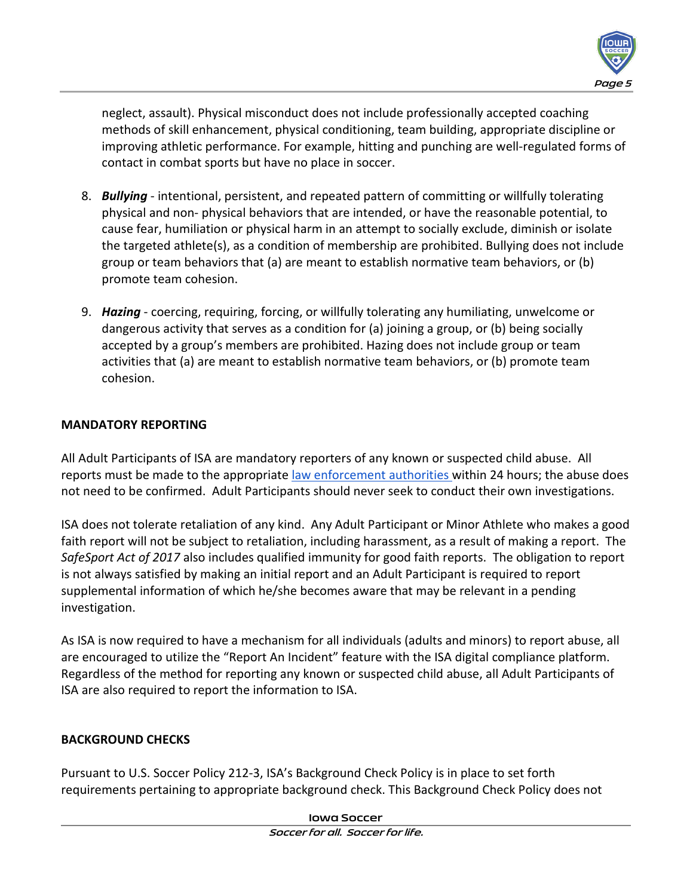neglect, assault). Physical misconduct does not include professionally accepted coaching methods of skill enhancement, physical conditioning, team building, appropriate discipline or improving athletic performance. For example, hitting and punching are well-regulated forms of contact in combat sports but have no place in soccer.

8. ***Bullying*** - intentional, persistent, and repeated pattern of committing or willfully tolerating physical and non- physical behaviors that are intended, or have the reasonable potential, to cause fear, humiliation or physical harm in an attempt to socially exclude, diminish or isolate the targeted athlete(s), as a condition of membership are prohibited. Bullying does not include group or team behaviors that (a) are meant to establish normative team behaviors, or (b) promote team cohesion.

9. ***Hazing*** - coercing, requiring, forcing, or willfully tolerating any humiliating, unwelcome or dangerous activity that serves as a condition for (a) joining a group, or (b) being socially accepted by a group's members are prohibited. Hazing does not include group or team activities that (a) are meant to establish normative team behaviors, or (b) promote team cohesion.

**MANDATORY REPORTING**

All Adult Participants of ISA are mandatory reporters of any known or suspected child abuse. All reports must be made to the appropriate law enforcement authorities within 24 hours; the abuse does not need to be confirmed. Adult Participants should never seek to conduct their own investigations.

ISA does not tolerate retaliation of any kind. Any Adult Participant or Minor Athlete who makes a good faith report will not be subject to retaliation, including harassment, as a result of making a report. The *SafeSport Act of 2017* also includes qualified immunity for good faith reports. The obligation to report is not always satisfied by making an initial report and an Adult Participant is required to report supplemental information of which he/she becomes aware that may be relevant in a pending investigation.

As ISA is now required to have a mechanism for all individuals (adults and minors) to report abuse, all are encouraged to utilize the "Report An Incident" feature with the ISA digital compliance platform. Regardless of the method for reporting any known or suspected child abuse, all Adult Participants of ISA are also required to report the information to ISA.

**BACKGROUND CHECKS**

Pursuant to U.S. Soccer Policy 212-3, ISA's Background Check Policy is in place to set forth requirements pertaining to appropriate background check. This Background Check Policy does not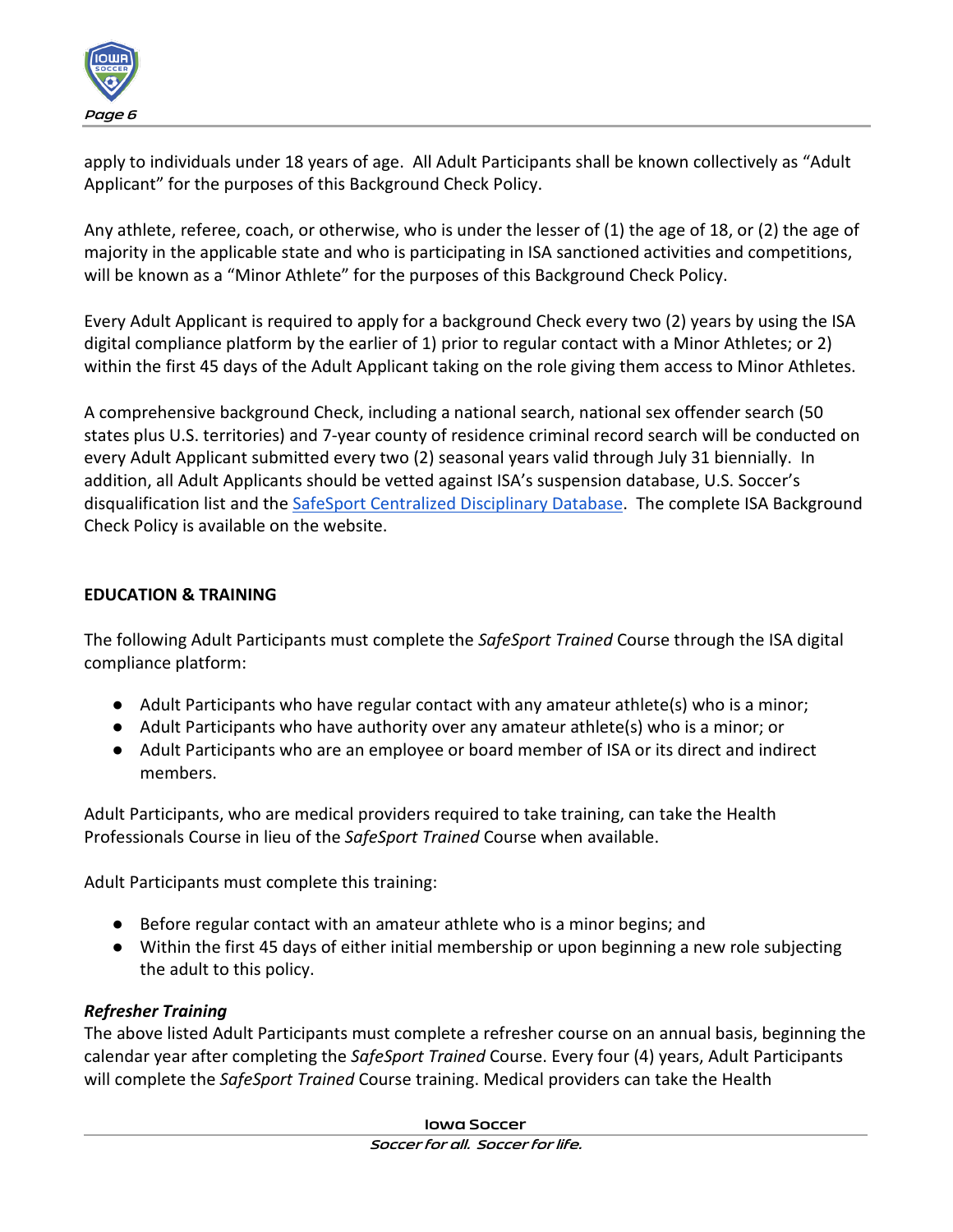apply to individuals under 18 years of age. All Adult Participants shall be known collectively as "Adult Applicant" for the purposes of this Background Check Policy.

Any athlete, referee, coach, or otherwise, who is under the lesser of (1) the age of 18, or (2) the age of majority in the applicable state and who is participating in ISA sanctioned activities and competitions, will be known as a "Minor Athlete" for the purposes of this Background Check Policy.

Every Adult Applicant is required to apply for a background Check every two (2) years by using the ISA digital compliance platform by the earlier of 1) prior to regular contact with a Minor Athletes; or 2) within the first 45 days of the Adult Applicant taking on the role giving them access to Minor Athletes.

A comprehensive background Check, including a national search, national sex offender search (50 states plus U.S. territories) and 7-year county of residence criminal record search will be conducted on every Adult Applicant submitted every two (2) seasonal years valid through July 31 biennially. In addition, all Adult Applicants should be vetted against ISA's suspension database, U.S. Soccer's disqualification list and the [SafeSport Centralized Disciplinary Database](). The complete ISA Background Check Policy is available on the website.

## EDUCATION & TRAINING

The following Adult Participants must complete the *SafeSport Trained* Course through the ISA digital compliance platform:

- Adult Participants who have regular contact with any amateur athlete(s) who is a minor;
- Adult Participants who have authority over any amateur athlete(s) who is a minor; or
- Adult Participants who are an employee or board member of ISA or its direct and indirect members.

Adult Participants, who are medical providers required to take training, can take the Health Professionals Course in lieu of the *SafeSport Trained* Course when available.

Adult Participants must complete this training:

- Before regular contact with an amateur athlete who is a minor begins; and
- Within the first 45 days of either initial membership or upon beginning a new role subjecting the adult to this policy.

### *Refresher Training*

The above listed Adult Participants must complete a refresher course on an annual basis, beginning the calendar year after completing the *SafeSport Trained* Course. Every four (4) years, Adult Participants will complete the *SafeSport Trained* Course training. Medical providers can take the Health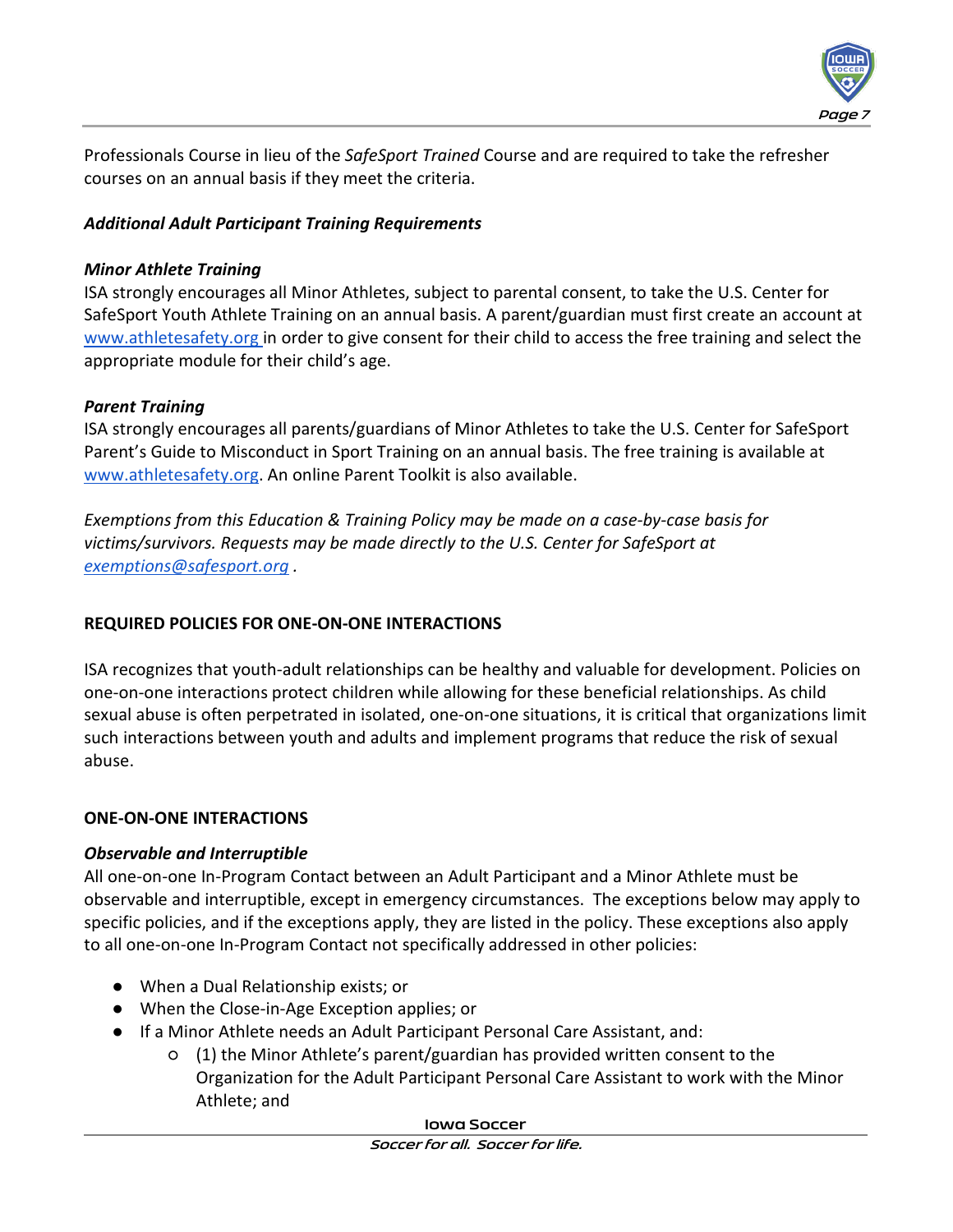Professionals Course in lieu of the *SafeSport Trained* Course and are required to take the refresher courses on an annual basis if they meet the criteria.

***Additional Adult Participant Training Requirements***

***Minor Athlete Training***

ISA strongly encourages all Minor Athletes, subject to parental consent, to take the U.S. Center for SafeSport Youth Athlete Training on an annual basis. A parent/guardian must first create an account at www.athletesafety.org in order to give consent for their child to access the free training and select the appropriate module for their child's age.

***Parent Training***

ISA strongly encourages all parents/guardians of Minor Athletes to take the U.S. Center for SafeSport Parent's Guide to Misconduct in Sport Training on an annual basis. The free training is available at www.athletesafety.org. An online Parent Toolkit is also available.

*Exemptions from this Education & Training Policy may be made on a case-by-case basis for victims/survivors. Requests may be made directly to the U.S. Center for SafeSport at exemptions@safesport.org .*

## REQUIRED POLICIES FOR ONE-ON-ONE INTERACTIONS

ISA recognizes that youth-adult relationships can be healthy and valuable for development. Policies on one-on-one interactions protect children while allowing for these beneficial relationships. As child sexual abuse is often perpetrated in isolated, one-on-one situations, it is critical that organizations limit such interactions between youth and adults and implement programs that reduce the risk of sexual abuse.

## ONE-ON-ONE INTERACTIONS

***Observable and Interruptible***

All one-on-one In-Program Contact between an Adult Participant and a Minor Athlete must be observable and interruptible, except in emergency circumstances. The exceptions below may apply to specific policies, and if the exceptions apply, they are listed in the policy. These exceptions also apply to all one-on-one In-Program Contact not specifically addressed in other policies:

- When a Dual Relationship exists; or
- When the Close-in-Age Exception applies; or
- If a Minor Athlete needs an Adult Participant Personal Care Assistant, and:
  - (1) the Minor Athlete's parent/guardian has provided written consent to the Organization for the Adult Participant Personal Care Assistant to work with the Minor Athlete; and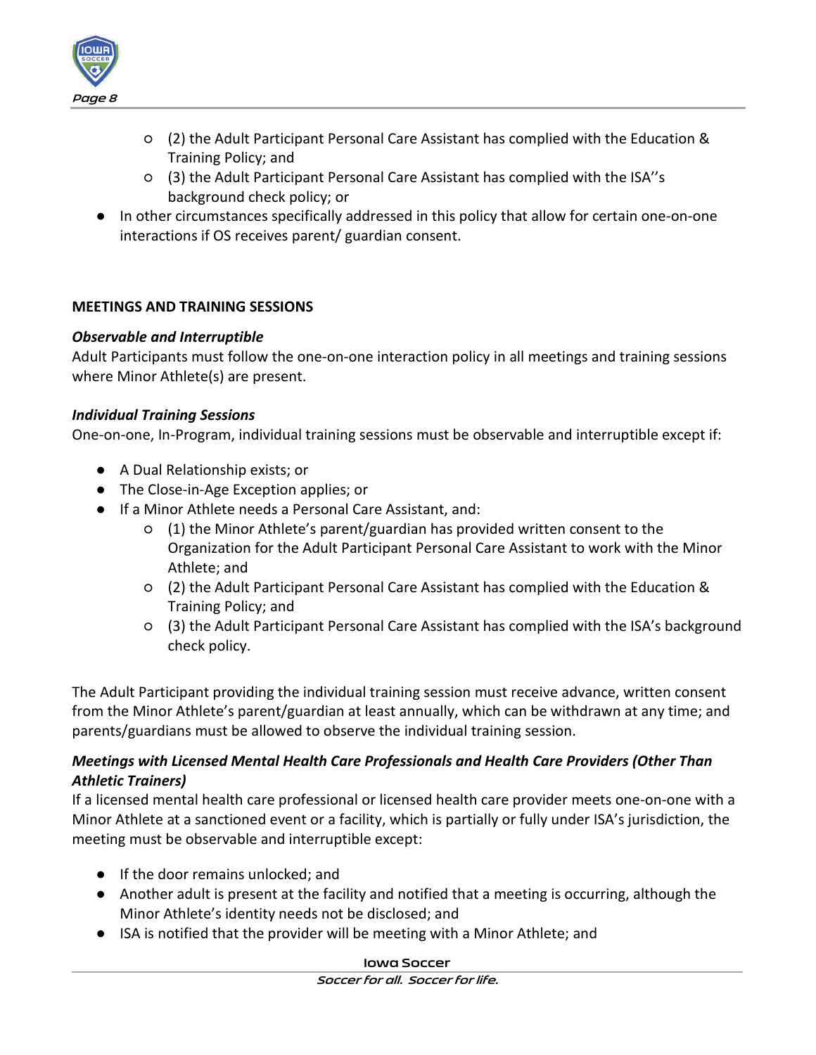- (2) the Adult Participant Personal Care Assistant has complied with the Education & Training Policy; and
    - (3) the Adult Participant Personal Care Assistant has complied with the ISA''s background check policy; or
- In other circumstances specifically addressed in this policy that allow for certain one-on-one interactions if OS receives parent/ guardian consent.

**MEETINGS AND TRAINING SESSIONS**

***Observable and Interruptible***

Adult Participants must follow the one-on-one interaction policy in all meetings and training sessions where Minor Athlete(s) are present.

***Individual Training Sessions***

One-on-one, In-Program, individual training sessions must be observable and interruptible except if:

- A Dual Relationship exists; or
- The Close-in-Age Exception applies; or
- If a Minor Athlete needs a Personal Care Assistant, and:
    - (1) the Minor Athlete's parent/guardian has provided written consent to the Organization for the Adult Participant Personal Care Assistant to work with the Minor Athlete; and
    - (2) the Adult Participant Personal Care Assistant has complied with the Education & Training Policy; and
    - (3) the Adult Participant Personal Care Assistant has complied with the ISA's background check policy.

The Adult Participant providing the individual training session must receive advance, written consent from the Minor Athlete's parent/guardian at least annually, which can be withdrawn at any time; and parents/guardians must be allowed to observe the individual training session.

***Meetings with Licensed Mental Health Care Professionals and Health Care Providers (Other Than Athletic Trainers)***

If a licensed mental health care professional or licensed health care provider meets one-on-one with a Minor Athlete at a sanctioned event or a facility, which is partially or fully under ISA's jurisdiction, the meeting must be observable and interruptible except:

- If the door remains unlocked; and
- Another adult is present at the facility and notified that a meeting is occurring, although the Minor Athlete's identity needs not be disclosed; and
- ISA is notified that the provider will be meeting with a Minor Athlete; and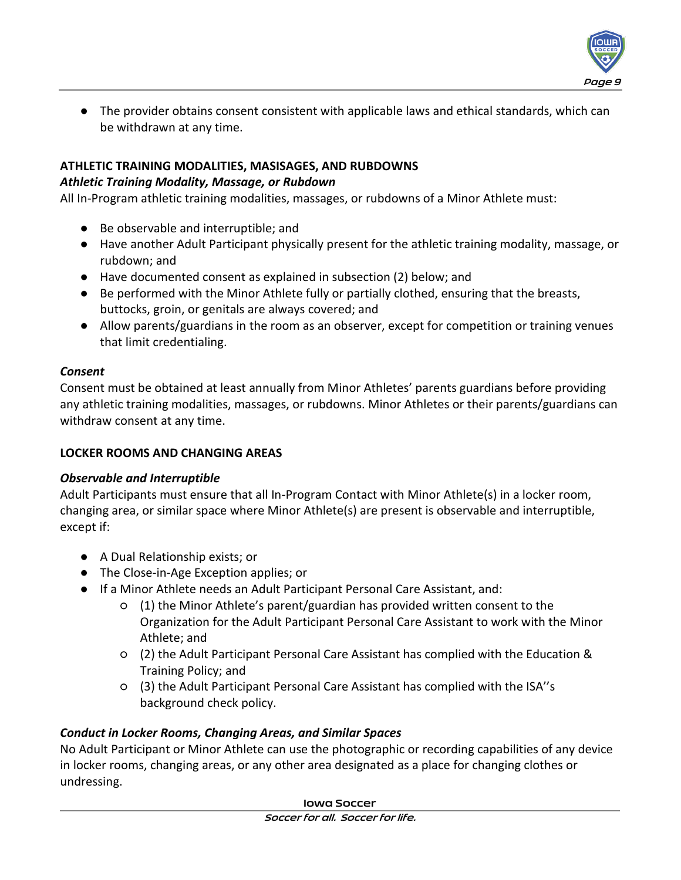- The provider obtains consent consistent with applicable laws and ethical standards, which can be withdrawn at any time.

## ATHLETIC TRAINING MODALITIES, MASISAGES, AND RUBDOWNS

### *Athletic Training Modality, Massage, or Rubdown*

All In-Program athletic training modalities, massages, or rubdowns of a Minor Athlete must:

- Be observable and interruptible; and
- Have another Adult Participant physically present for the athletic training modality, massage, or rubdown; and
- Have documented consent as explained in subsection (2) below; and
- Be performed with the Minor Athlete fully or partially clothed, ensuring that the breasts, buttocks, groin, or genitals are always covered; and
- Allow parents/guardians in the room as an observer, except for competition or training venues that limit credentialing.

### *Consent*

Consent must be obtained at least annually from Minor Athletes' parents guardians before providing any athletic training modalities, massages, or rubdowns. Minor Athletes or their parents/guardians can withdraw consent at any time.

## LOCKER ROOMS AND CHANGING AREAS

### *Observable and Interruptible*

Adult Participants must ensure that all In-Program Contact with Minor Athlete(s) in a locker room, changing area, or similar space where Minor Athlete(s) are present is observable and interruptible, except if:

- A Dual Relationship exists; or
- The Close-in-Age Exception applies; or
- If a Minor Athlete needs an Adult Participant Personal Care Assistant, and:
  - (1) the Minor Athlete's parent/guardian has provided written consent to the Organization for the Adult Participant Personal Care Assistant to work with the Minor Athlete; and
  - (2) the Adult Participant Personal Care Assistant has complied with the Education & Training Policy; and
  - (3) the Adult Participant Personal Care Assistant has complied with the ISA''s background check policy.

### *Conduct in Locker Rooms, Changing Areas, and Similar Spaces*

No Adult Participant or Minor Athlete can use the photographic or recording capabilities of any device in locker rooms, changing areas, or any other area designated as a place for changing clothes or undressing.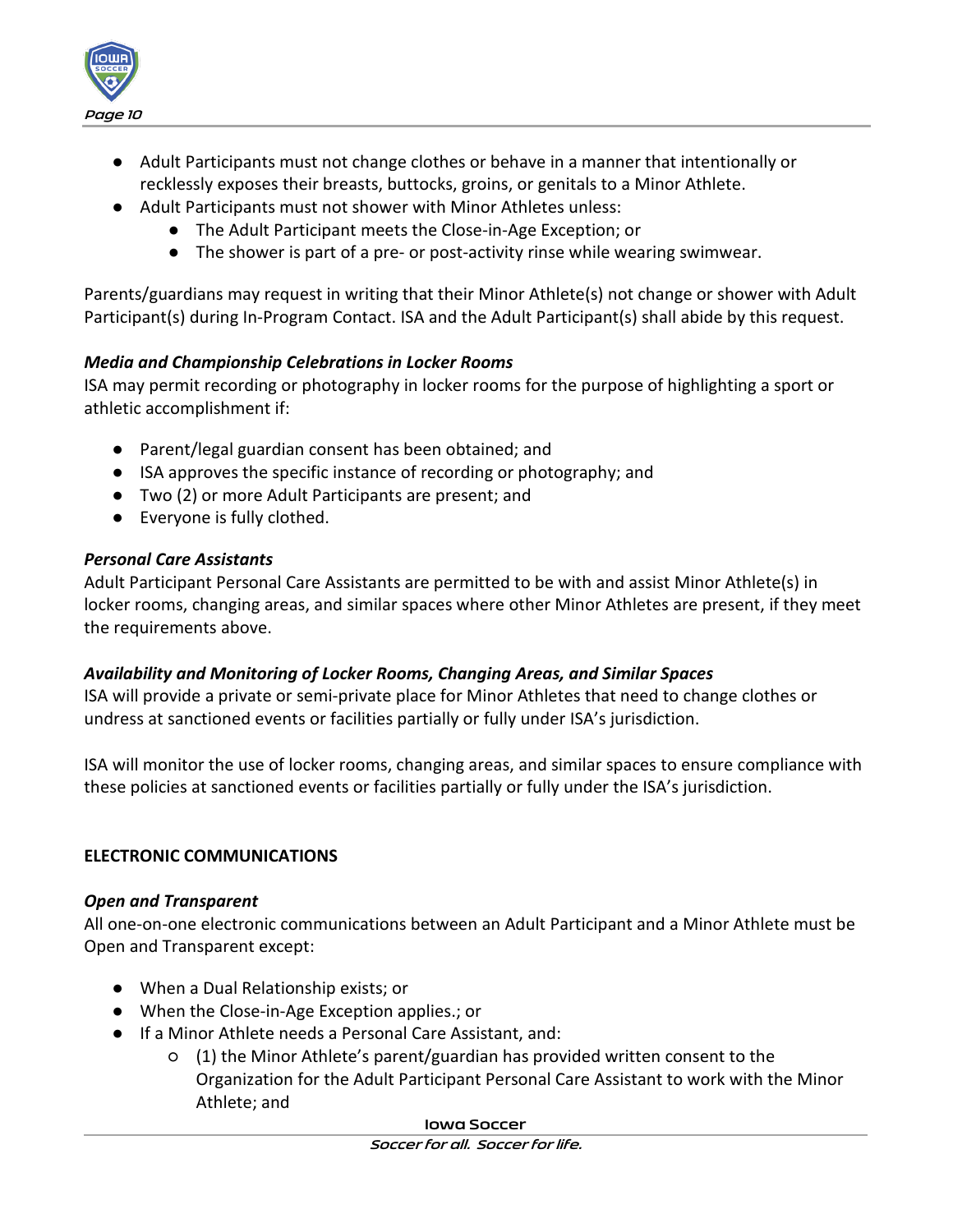- Adult Participants must not change clothes or behave in a manner that intentionally or recklessly exposes their breasts, buttocks, groins, or genitals to a Minor Athlete.
- Adult Participants must not shower with Minor Athletes unless:
  - The Adult Participant meets the Close-in-Age Exception; or
  - The shower is part of a pre- or post-activity rinse while wearing swimwear.

Parents/guardians may request in writing that their Minor Athlete(s) not change or shower with Adult Participant(s) during In-Program Contact. ISA and the Adult Participant(s) shall abide by this request.

***Media and Championship Celebrations in Locker Rooms***

ISA may permit recording or photography in locker rooms for the purpose of highlighting a sport or athletic accomplishment if:

- Parent/legal guardian consent has been obtained; and
- ISA approves the specific instance of recording or photography; and
- Two (2) or more Adult Participants are present; and
- Everyone is fully clothed.

***Personal Care Assistants***

Adult Participant Personal Care Assistants are permitted to be with and assist Minor Athlete(s) in locker rooms, changing areas, and similar spaces where other Minor Athletes are present, if they meet the requirements above.

***Availability and Monitoring of Locker Rooms, Changing Areas, and Similar Spaces***

ISA will provide a private or semi-private place for Minor Athletes that need to change clothes or undress at sanctioned events or facilities partially or fully under ISA's jurisdiction.

ISA will monitor the use of locker rooms, changing areas, and similar spaces to ensure compliance with these policies at sanctioned events or facilities partially or fully under the ISA's jurisdiction.

**ELECTRONIC COMMUNICATIONS**

***Open and Transparent***

All one-on-one electronic communications between an Adult Participant and a Minor Athlete must be Open and Transparent except:

- When a Dual Relationship exists; or
- When the Close-in-Age Exception applies.; or
- If a Minor Athlete needs a Personal Care Assistant, and:
  - (1) the Minor Athlete's parent/guardian has provided written consent to the Organization for the Adult Participant Personal Care Assistant to work with the Minor Athlete; and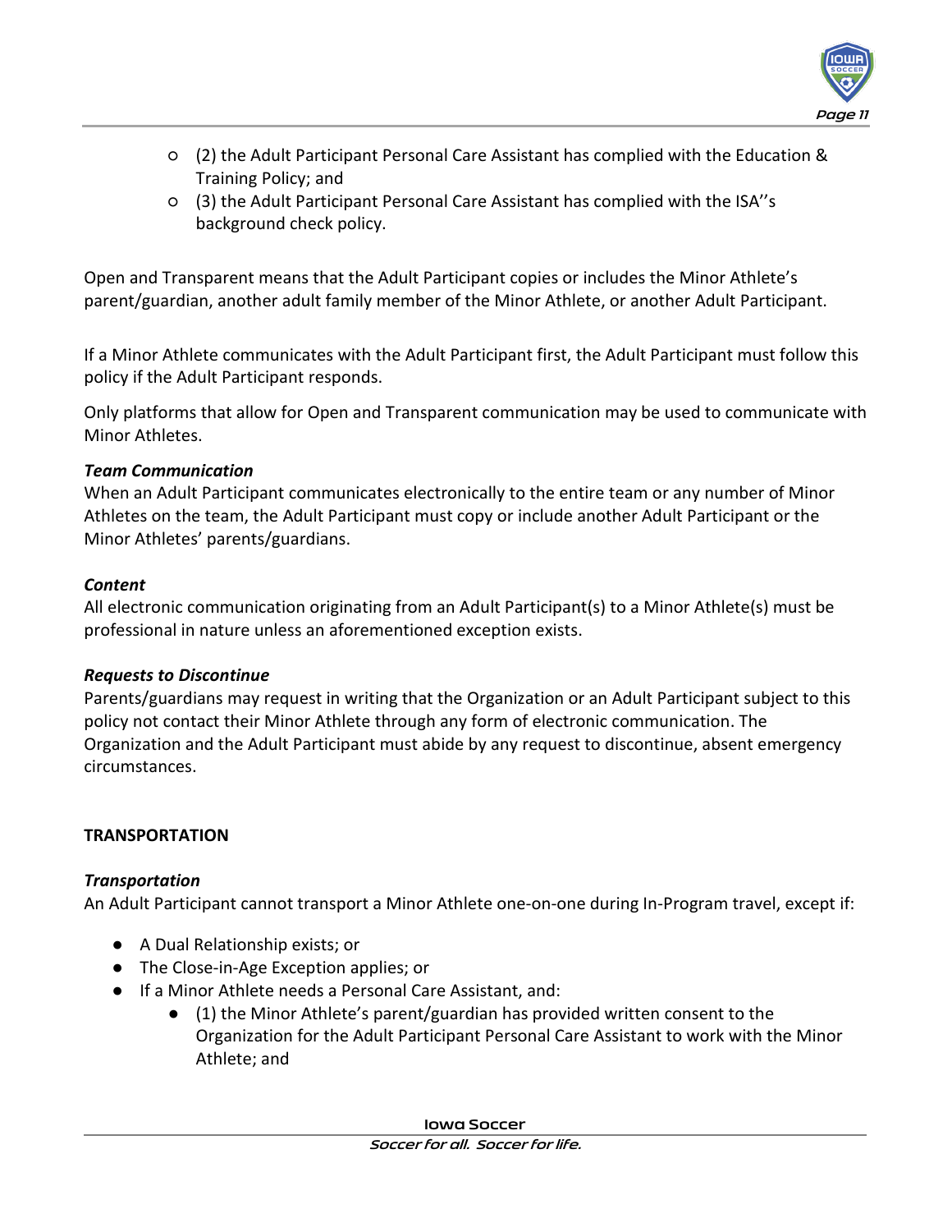- (2) the Adult Participant Personal Care Assistant has complied with the Education & Training Policy; and
- (3) the Adult Participant Personal Care Assistant has complied with the ISA''s background check policy.

Open and Transparent means that the Adult Participant copies or includes the Minor Athlete's parent/guardian, another adult family member of the Minor Athlete, or another Adult Participant.

If a Minor Athlete communicates with the Adult Participant first, the Adult Participant must follow this policy if the Adult Participant responds.

Only platforms that allow for Open and Transparent communication may be used to communicate with Minor Athletes.

***Team Communication***
When an Adult Participant communicates electronically to the entire team or any number of Minor Athletes on the team, the Adult Participant must copy or include another Adult Participant or the Minor Athletes' parents/guardians.

***Content***
All electronic communication originating from an Adult Participant(s) to a Minor Athlete(s) must be professional in nature unless an aforementioned exception exists.

***Requests to Discontinue***
Parents/guardians may request in writing that the Organization or an Adult Participant subject to this policy not contact their Minor Athlete through any form of electronic communication. The Organization and the Adult Participant must abide by any request to discontinue, absent emergency circumstances.

**TRANSPORTATION**

***Transportation***
An Adult Participant cannot transport a Minor Athlete one-on-one during In-Program travel, except if:

- A Dual Relationship exists; or
- The Close-in-Age Exception applies; or
- If a Minor Athlete needs a Personal Care Assistant, and:
  - (1) the Minor Athlete's parent/guardian has provided written consent to the Organization for the Adult Participant Personal Care Assistant to work with the Minor Athlete; and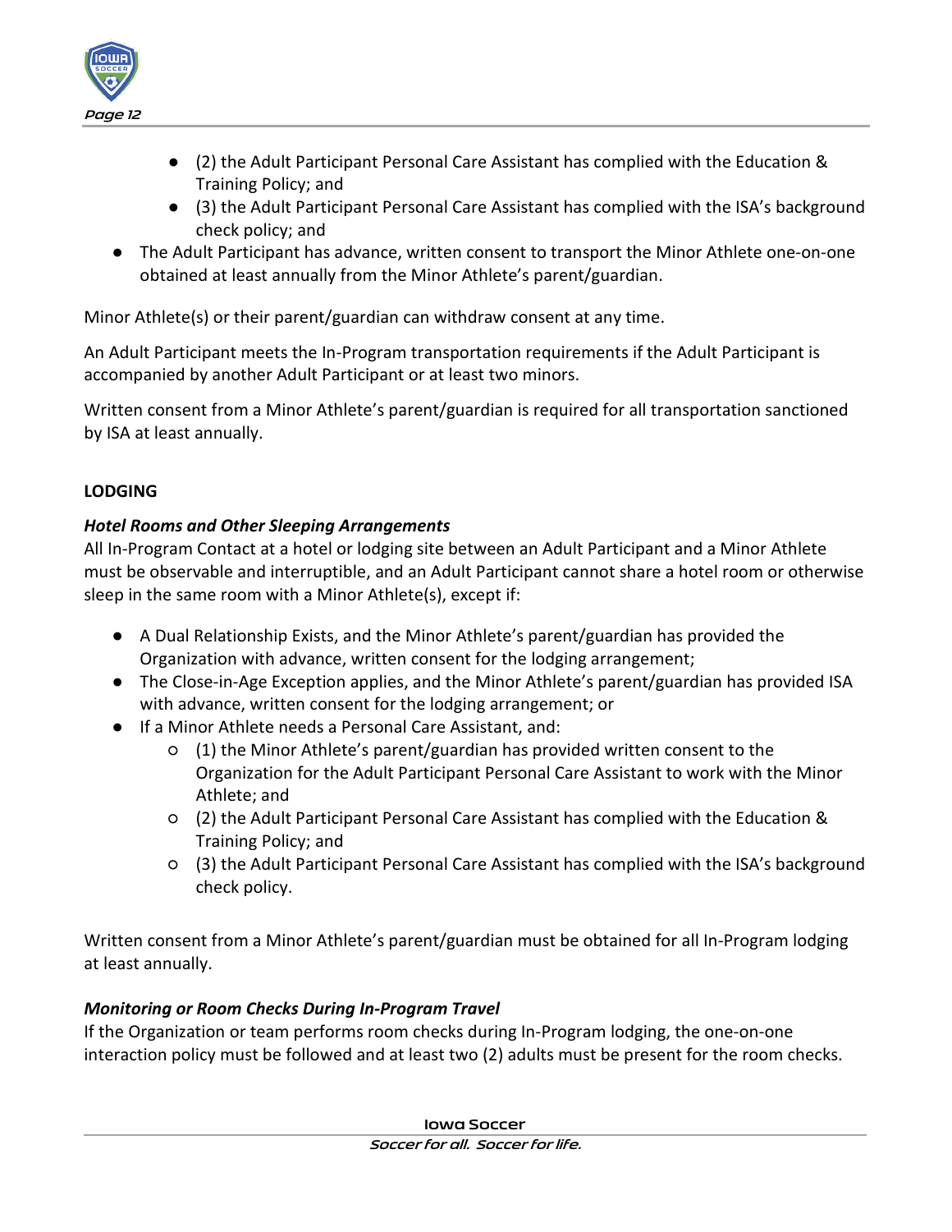- (2) the Adult Participant Personal Care Assistant has complied with the Education & Training Policy; and
    - (3) the Adult Participant Personal Care Assistant has complied with the ISA's background check policy; and
- The Adult Participant has advance, written consent to transport the Minor Athlete one-on-one obtained at least annually from the Minor Athlete's parent/guardian.

Minor Athlete(s) or their parent/guardian can withdraw consent at any time.

An Adult Participant meets the In-Program transportation requirements if the Adult Participant is accompanied by another Adult Participant or at least two minors.

Written consent from a Minor Athlete's parent/guardian is required for all transportation sanctioned by ISA at least annually.

**LODGING**

***Hotel Rooms and Other Sleeping Arrangements***

All In-Program Contact at a hotel or lodging site between an Adult Participant and a Minor Athlete must be observable and interruptible, and an Adult Participant cannot share a hotel room or otherwise sleep in the same room with a Minor Athlete(s), except if:

- A Dual Relationship Exists, and the Minor Athlete's parent/guardian has provided the Organization with advance, written consent for the lodging arrangement;
- The Close-in-Age Exception applies, and the Minor Athlete's parent/guardian has provided ISA with advance, written consent for the lodging arrangement; or
- If a Minor Athlete needs a Personal Care Assistant, and:
    - (1) the Minor Athlete's parent/guardian has provided written consent to the Organization for the Adult Participant Personal Care Assistant to work with the Minor Athlete; and
    - (2) the Adult Participant Personal Care Assistant has complied with the Education & Training Policy; and
    - (3) the Adult Participant Personal Care Assistant has complied with the ISA's background check policy.

Written consent from a Minor Athlete's parent/guardian must be obtained for all In-Program lodging at least annually.

***Monitoring or Room Checks During In-Program Travel***

If the Organization or team performs room checks during In-Program lodging, the one-on-one interaction policy must be followed and at least two (2) adults must be present for the room checks.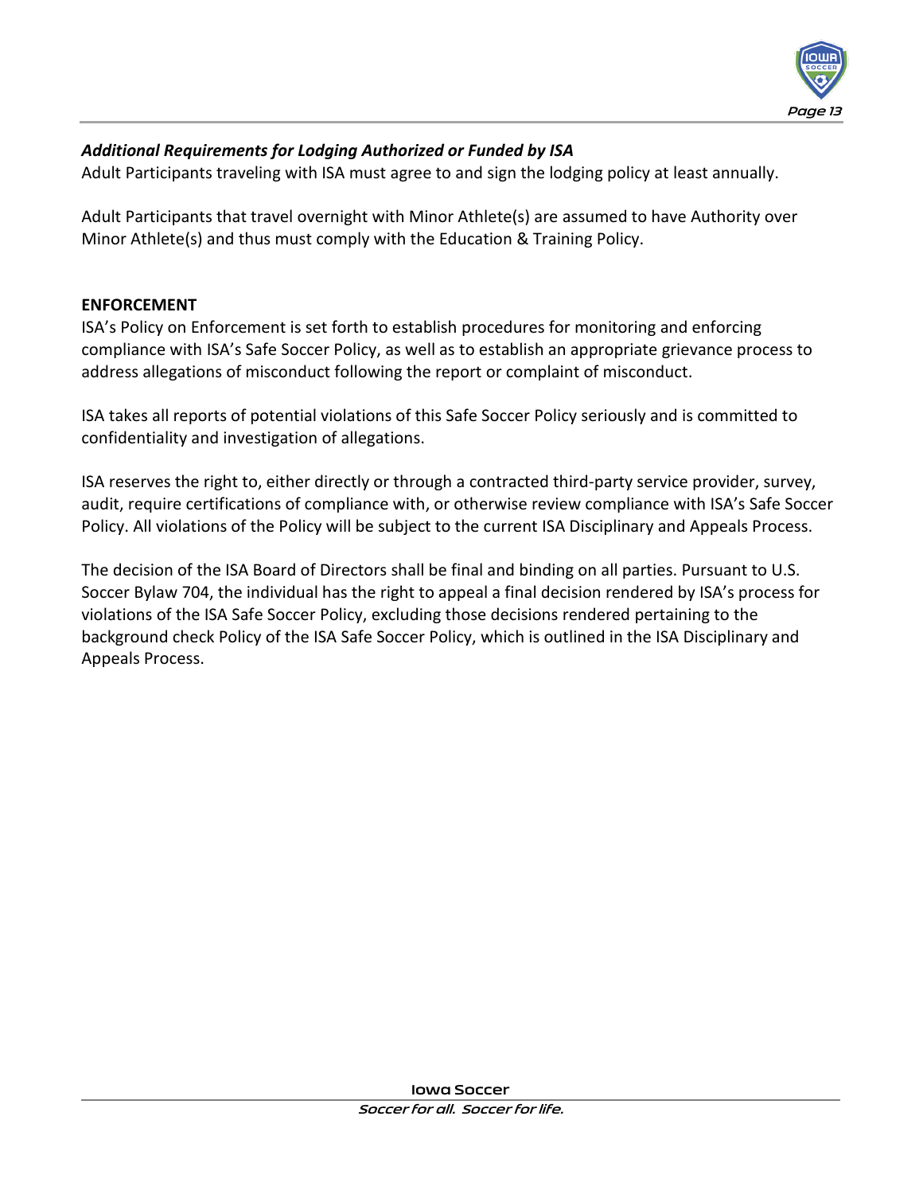***Additional Requirements for Lodging Authorized or Funded by ISA***

Adult Participants traveling with ISA must agree to and sign the lodging policy at least annually.

Adult Participants that travel overnight with Minor Athlete(s) are assumed to have Authority over Minor Athlete(s) and thus must comply with the Education & Training Policy.

## ENFORCEMENT

ISA's Policy on Enforcement is set forth to establish procedures for monitoring and enforcing compliance with ISA's Safe Soccer Policy, as well as to establish an appropriate grievance process to address allegations of misconduct following the report or complaint of misconduct.

ISA takes all reports of potential violations of this Safe Soccer Policy seriously and is committed to confidentiality and investigation of allegations.

ISA reserves the right to, either directly or through a contracted third-party service provider, survey, audit, require certifications of compliance with, or otherwise review compliance with ISA's Safe Soccer Policy. All violations of the Policy will be subject to the current ISA Disciplinary and Appeals Process.

The decision of the ISA Board of Directors shall be final and binding on all parties. Pursuant to U.S. Soccer Bylaw 704, the individual has the right to appeal a final decision rendered by ISA's process for violations of the ISA Safe Soccer Policy, excluding those decisions rendered pertaining to the background check Policy of the ISA Safe Soccer Policy, which is outlined in the ISA Disciplinary and Appeals Process.